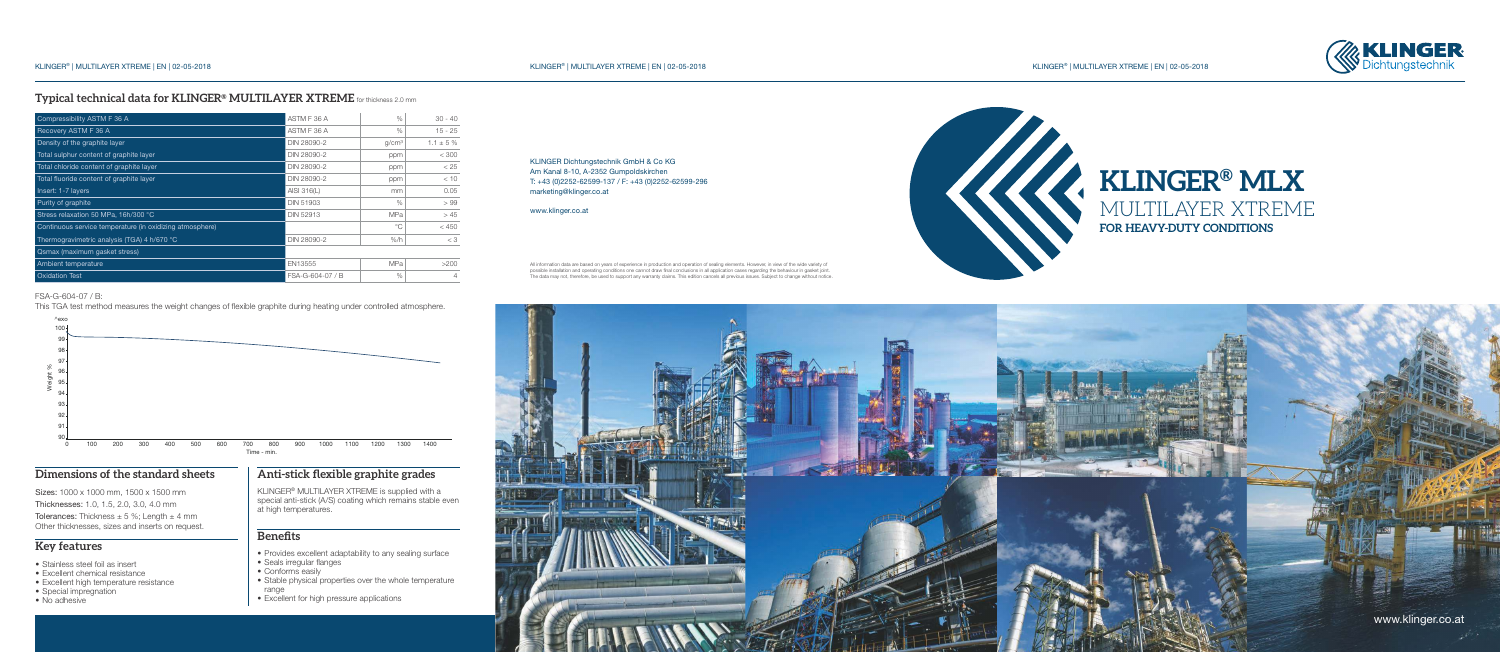# KLINGER® MLX

## MULTILAYER XTREME

### FOR HEAVY-DUTY CONDITIONS

## Typical technical data for KLINGER® MULTILAYER XTREME for thickness 2.0 mm

| | | | |
|---|---|---|---|
| Compressibility ASTM F 36 A | ASTM F 36 A | % | 30 - 40 |
| Recovery ASTM F 36 A | ASTM F 36 A | % | 15 - 25 |
| Density of the graphite layer | DIN 28090-2 | g/cm³ | 1.1 ± 5 % |
| Total sulphur content of graphite layer | DIN 28090-2 | ppm | < 300 |
| Total chloride content of graphite layer | DIN 28090-2 | ppm | < 25 |
| Total fluoride content of graphite layer | DIN 28090-2 | ppm | < 10 |
| Insert: 1-7 layers | AISI 316(L) | mm | 0.05 |
| Purity of graphite | DIN 51903 | % | > 99 |
| Stress relaxation 50 MPa, 16h/300 °C | DIN 52913 | MPa | > 45 |
| Continuous service temperature (in oxidizing atmosphere) | | °C | < 450 |
| Thermogravimetric analysis (TGA) 4 h/670 °C | DIN 28090-2 | %/h | < 3 |
| Qsmax (maximum gasket stress) | | | |
| Ambient temperature | EN13555 | MPa | >200 |
| Oxidation Test | FSA-G-604-07 / B | % | 4 |

FSA-G-604-07 / B:

This TGA test method measures the weight changes of flexible graphite during heating under controlled atmosphere.

## Dimensions of the standard sheets

**Sizes:** 1000 x 1000 mm, 1500 x 1500 mm

**Thicknesses:** 1.0, 1.5, 2.0, 3.0, 4.0 mm

**Tolerances:** Thickness ± 5 %; Length ± 4 mm

Other thicknesses, sizes and inserts on request.

## Key features

- Stainless steel foil as insert
- Excellent chemical resistance
- Excellent high temperature resistance
- Special impregnation
- No adhesive

## Anti-stick flexible graphite grades

KLINGER® MULTILAYER XTREME is supplied with a special anti-stick (A/S) coating which remains stable even at high temperatures.

## Benefits

- Provides excellent adaptability to any sealing surface
- Seals irregular flanges
- Conforms easily
- Stable physical properties over the whole temperature range
- Excellent for high pressure applications

KLINGER Dichtungstechnik GmbH & Co KG
Am Kanal 8-10, A-2352 Gumpoldskirchen
T: +43 (0)2252-62599-137 / F: +43 (0)2252-62599-296
marketing@klinger.co.at

www.klinger.co.at

All information data are based on years of experience in production and operation of sealing elements. However, in view of the wide variety of possible installation and operating conditions one cannot draw final conclusions in all application cases regarding the behaviour in gasket joint. The data may not, therefore, be used to support any warranty claims. This edition cancels all previous issues. Subject to change without notice.

www.klinger.co.at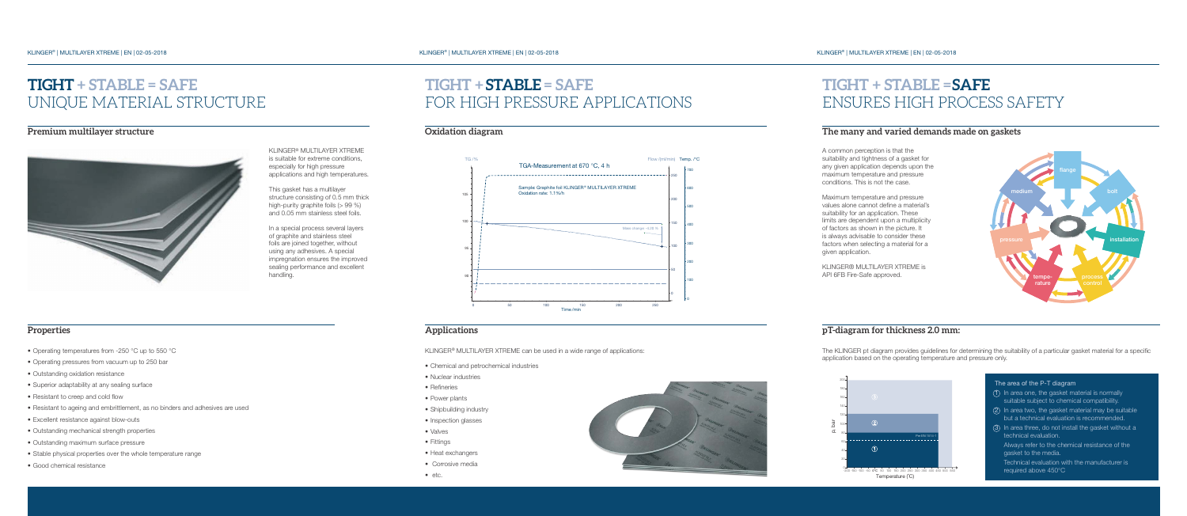# TIGHT + STABLE = SAFE
# UNIQUE MATERIAL STRUCTURE

## Premium multilayer structure

KLINGER® MULTILAYER XTREME is suitable for extreme conditions, especially for high pressure applications and high temperatures.

This gasket has a multilayer structure consisting of 0.5 mm thick high-purity graphite foils (> 99 %) and 0.05 mm stainless steel foils.

In a special process several layers of graphite and stainless steel foils are joined together, without using any adhesives. A special impregnation ensures the improved sealing performance and excellent handling.

## Properties

- Operating temperatures from -250 °C up to 550 °C
- Operating pressures from vacuum up to 250 bar
- Outstanding oxidation resistance
- Superior adaptability at any sealing surface
- Resistant to creep and cold flow
- Resistant to ageing and embrittlement, as no binders and adhesives are used
- Excellent resistance against blow-outs
- Outstanding mechanical strength properties
- Outstanding maximum surface pressure
- Stable physical properties over the whole temperature range
- Good chemical resistance

# TIGHT + STABLE = SAFE
# FOR HIGH PRESSURE APPLICATIONS

## Oxidation diagram

TG /%

Flow /(ml/min) Temp. /°C

TGA-Measurement at 670 °C, 4 h

Sample: Graphite foil KLINGER® MULTILAYER XTREME

Oxidation rate: 1.1%/h

Mass change: -4.35 %

Time /min

## Applications

KLINGER® MULTILAYER XTREME can be used in a wide range of applications:

- Chemical and petrochemical industries
- Nuclear industries
- Refineries
- Power plants
- Shipbuilding industry
- Inspection glasses
- Valves
- Fittings
- Heat exchangers
- Corrosive media
- etc.

# TIGHT + STABLE = SAFE
# ENSURES HIGH PROCESS SAFETY

## The many and varied demands made on gaskets

A common perception is that the suitability and tightness of a gasket for any given application depends upon the maximum temperature and pressure conditions. This is not the case.

Maximum temperature and pressure values alone cannot define a material's suitability for an application. These limits are dependent upon a multiplicity of factors as shown in the picture. It is always advisable to consider these factors when selecting a material for a given application.

KLINGER® MULTILAYER XTREME is API 6FB Fire-Safe approved.

flange

medium

bolt

pressure

installation

temperature

process control

## pT-diagram for thickness 2.0 mm:

The KLINGER pt diagram provides guidelines for determining the suitability of a particular gasket material for a specific application based on the operating temperature and pressure only.

p, bar

Temperature (°C)

The area of the P-T diagram

1. In area one, the gasket material is normally suitable subject to chemical compatibility.
2. In area two, the gasket material may be suitable but a technical evaluation is recommended.
3. In area three, do not install the gasket without a technical evaluation.

Always refer to the chemical resistance of the gasket to the media.

Technical evaluation with the manufacturer is required above 450°C